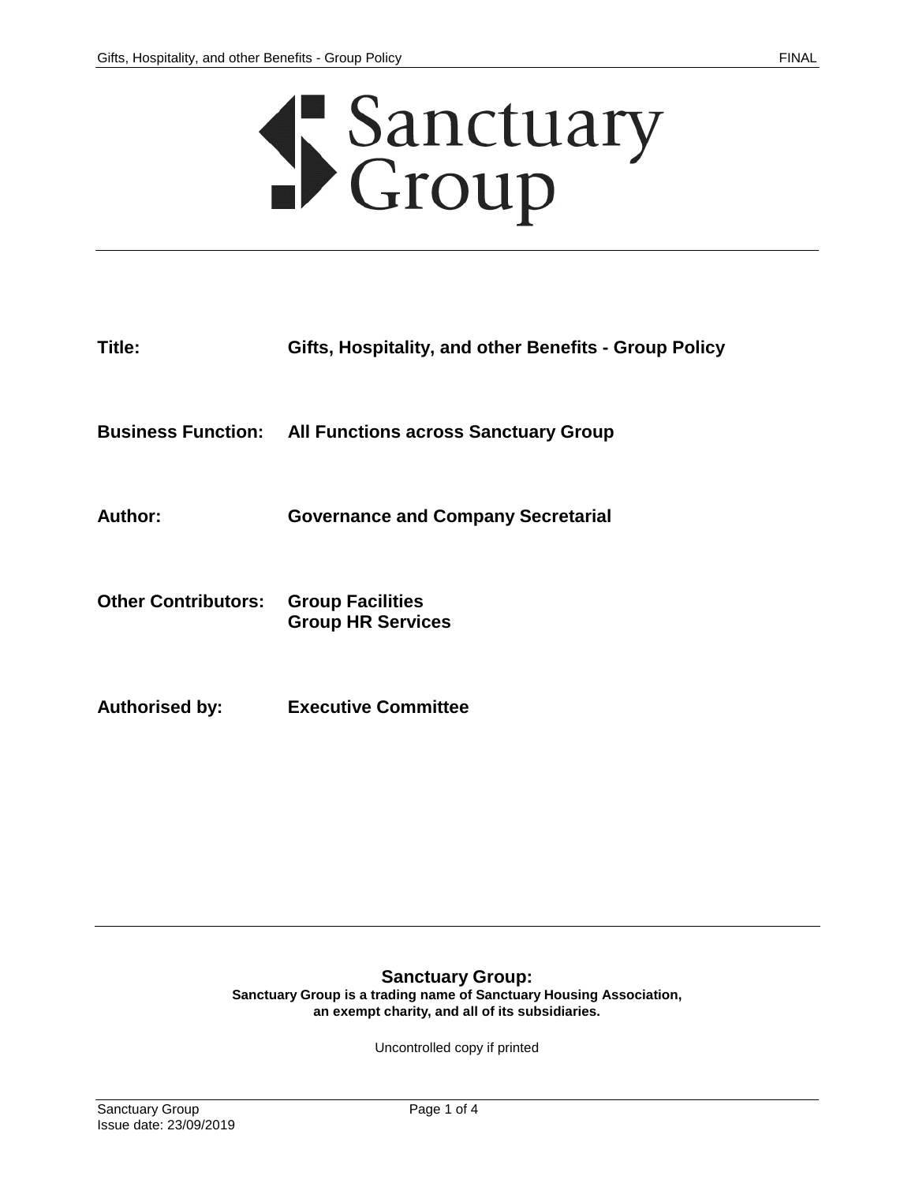# Sanctuary Group

**Title:** Gifts, Hospitality, and other Benefits - Group Policy

**Business Function:** All Functions across Sanctuary Group

**Author:** Governance and Company Secretarial

**Other Contributors:** Group Facilities
Group HR Services

**Authorised by:** Executive Committee

**Sanctuary Group:**

**Sanctuary Group is a trading name of Sanctuary Housing Association, an exempt charity, and all of its subsidiaries.**

Uncontrolled copy if printed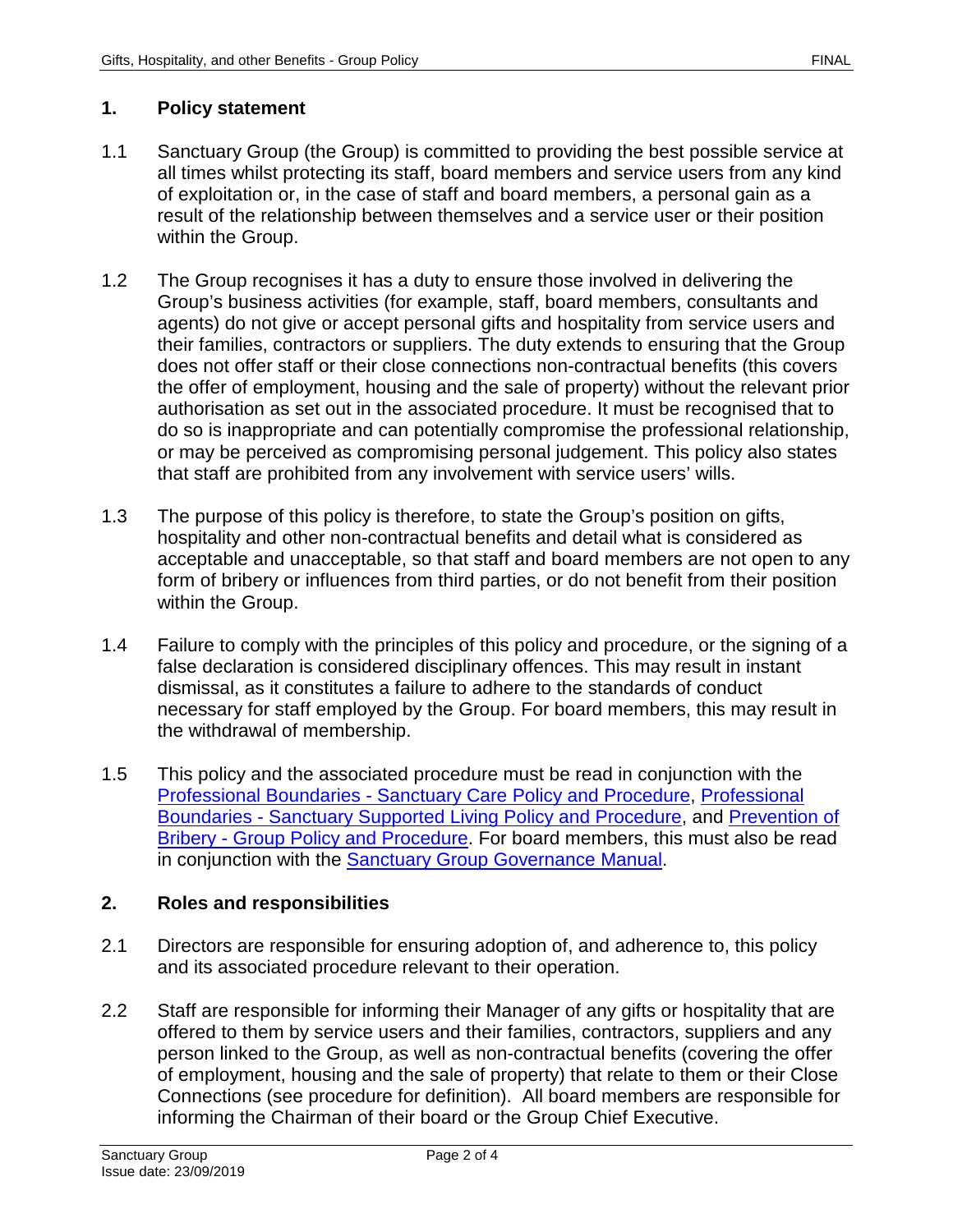## 1. Policy statement

1.1 Sanctuary Group (the Group) is committed to providing the best possible service at all times whilst protecting its staff, board members and service users from any kind of exploitation or, in the case of staff and board members, a personal gain as a result of the relationship between themselves and a service user or their position within the Group.

1.2 The Group recognises it has a duty to ensure those involved in delivering the Group's business activities (for example, staff, board members, consultants and agents) do not give or accept personal gifts and hospitality from service users and their families, contractors or suppliers. The duty extends to ensuring that the Group does not offer staff or their close connections non-contractual benefits (this covers the offer of employment, housing and the sale of property) without the relevant prior authorisation as set out in the associated procedure. It must be recognised that to do so is inappropriate and can potentially compromise the professional relationship, or may be perceived as compromising personal judgement. This policy also states that staff are prohibited from any involvement with service users' wills.

1.3 The purpose of this policy is therefore, to state the Group's position on gifts, hospitality and other non-contractual benefits and detail what is considered as acceptable and unacceptable, so that staff and board members are not open to any form of bribery or influences from third parties, or do not benefit from their position within the Group.

1.4 Failure to comply with the principles of this policy and procedure, or the signing of a false declaration is considered disciplinary offences. This may result in instant dismissal, as it constitutes a failure to adhere to the standards of conduct necessary for staff employed by the Group. For board members, this may result in the withdrawal of membership.

1.5 This policy and the associated procedure must be read in conjunction with the Professional Boundaries - Sanctuary Care Policy and Procedure, Professional Boundaries - Sanctuary Supported Living Policy and Procedure, and Prevention of Bribery - Group Policy and Procedure. For board members, this must also be read in conjunction with the Sanctuary Group Governance Manual.

## 2. Roles and responsibilities

2.1 Directors are responsible for ensuring adoption of, and adherence to, this policy and its associated procedure relevant to their operation.

2.2 Staff are responsible for informing their Manager of any gifts or hospitality that are offered to them by service users and their families, contractors, suppliers and any person linked to the Group, as well as non-contractual benefits (covering the offer of employment, housing and the sale of property) that relate to them or their Close Connections (see procedure for definition). All board members are responsible for informing the Chairman of their board or the Group Chief Executive.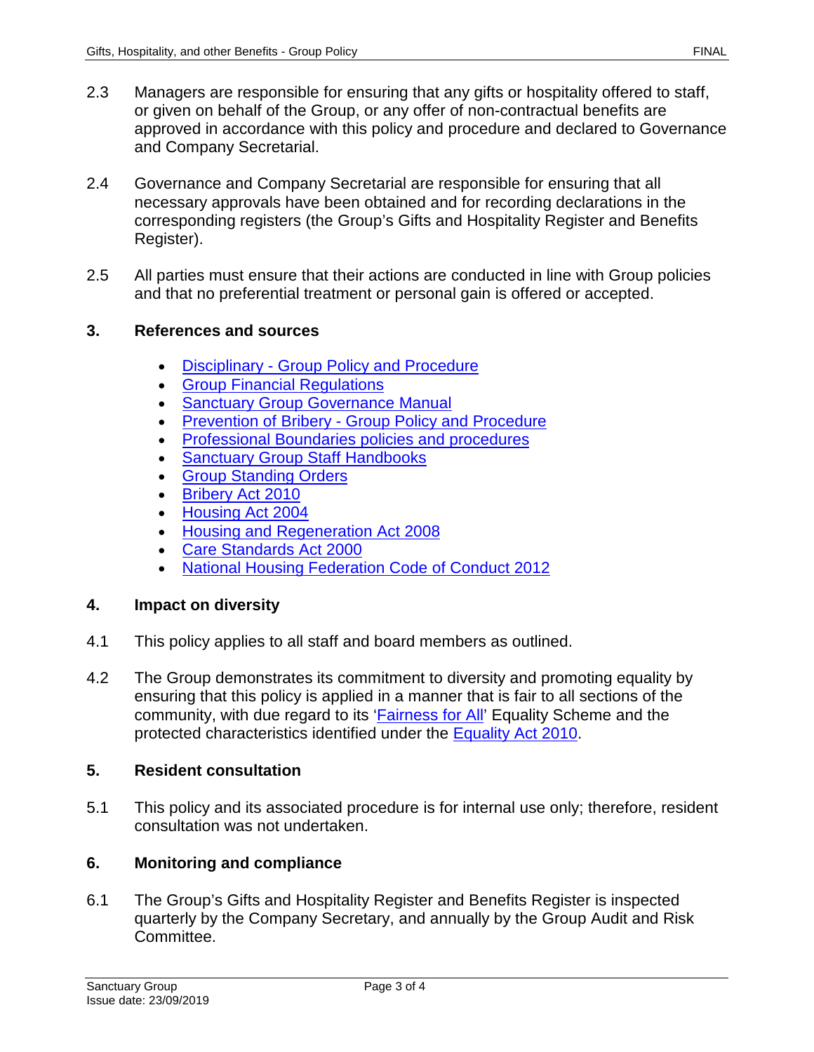2.3 Managers are responsible for ensuring that any gifts or hospitality offered to staff, or given on behalf of the Group, or any offer of non-contractual benefits are approved in accordance with this policy and procedure and declared to Governance and Company Secretarial.

2.4 Governance and Company Secretarial are responsible for ensuring that all necessary approvals have been obtained and for recording declarations in the corresponding registers (the Group's Gifts and Hospitality Register and Benefits Register).

2.5 All parties must ensure that their actions are conducted in line with Group policies and that no preferential treatment or personal gain is offered or accepted.

## 3. References and sources

- Disciplinary - Group Policy and Procedure
- Group Financial Regulations
- Sanctuary Group Governance Manual
- Prevention of Bribery - Group Policy and Procedure
- Professional Boundaries policies and procedures
- Sanctuary Group Staff Handbooks
- Group Standing Orders
- Bribery Act 2010
- Housing Act 2004
- Housing and Regeneration Act 2008
- Care Standards Act 2000
- National Housing Federation Code of Conduct 2012

## 4. Impact on diversity

4.1 This policy applies to all staff and board members as outlined.

4.2 The Group demonstrates its commitment to diversity and promoting equality by ensuring that this policy is applied in a manner that is fair to all sections of the community, with due regard to its 'Fairness for All' Equality Scheme and the protected characteristics identified under the Equality Act 2010.

## 5. Resident consultation

5.1 This policy and its associated procedure is for internal use only; therefore, resident consultation was not undertaken.

## 6. Monitoring and compliance

6.1 The Group's Gifts and Hospitality Register and Benefits Register is inspected quarterly by the Company Secretary, and annually by the Group Audit and Risk Committee.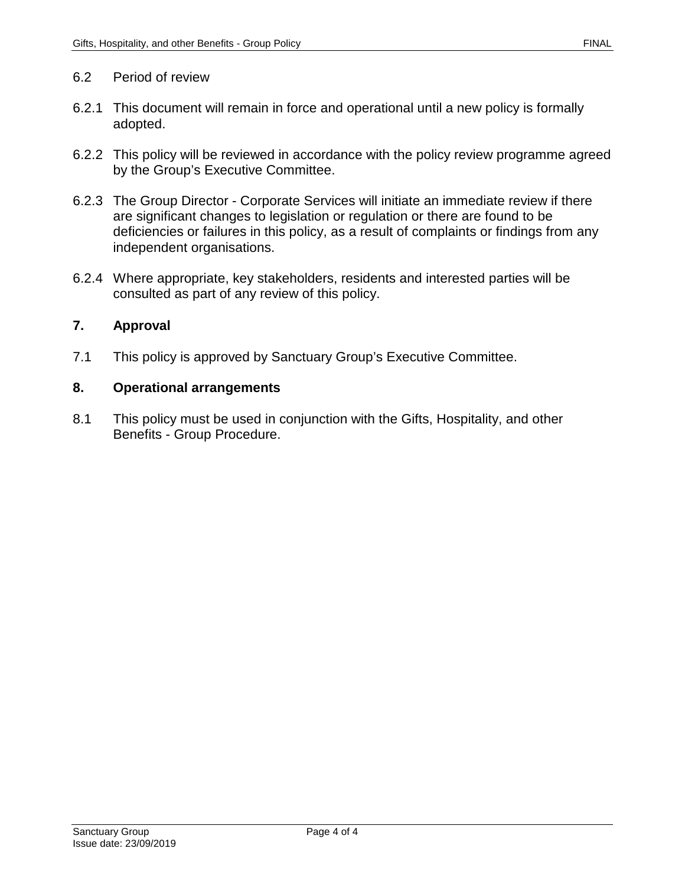6.2 Period of review

6.2.1 This document will remain in force and operational until a new policy is formally adopted.

6.2.2 This policy will be reviewed in accordance with the policy review programme agreed by the Group's Executive Committee.

6.2.3 The Group Director - Corporate Services will initiate an immediate review if there are significant changes to legislation or regulation or there are found to be deficiencies or failures in this policy, as a result of complaints or findings from any independent organisations.

6.2.4 Where appropriate, key stakeholders, residents and interested parties will be consulted as part of any review of this policy.

## 7. Approval

7.1 This policy is approved by Sanctuary Group's Executive Committee.

## 8. Operational arrangements

8.1 This policy must be used in conjunction with the Gifts, Hospitality, and other Benefits - Group Procedure.